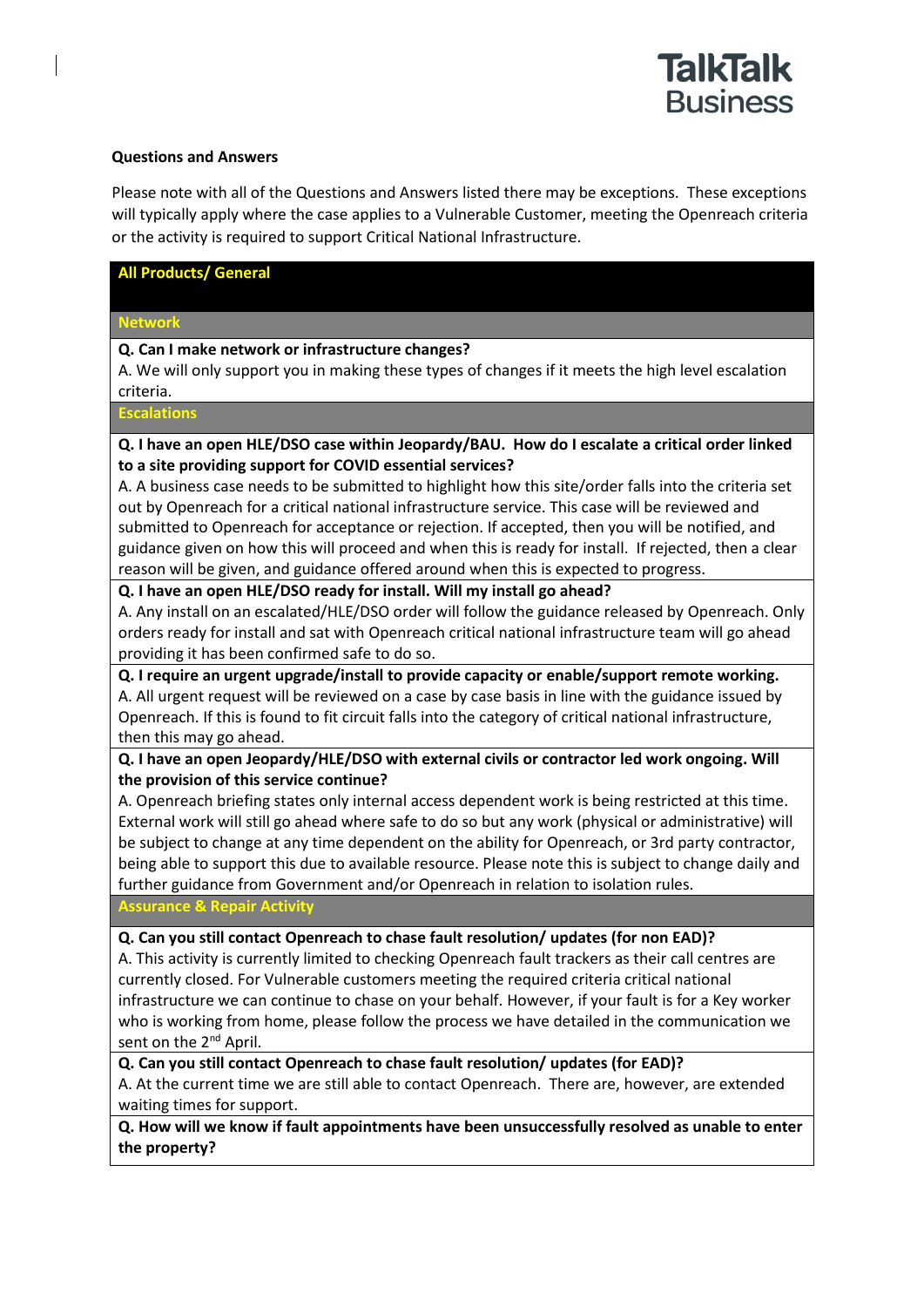**Questions and Answers**

Please note with all of the Questions and Answers listed there may be exceptions. These exceptions will typically apply where the case applies to a Vulnerable Customer, meeting the Openreach criteria or the activity is required to support Critical National Infrastructure.

## All Products/ General

### Network

**Q. Can I make network or infrastructure changes?**

A. We will only support you in making these types of changes if it meets the high level escalation criteria.

### Escalations

**Q. I have an open HLE/DSO case within Jeopardy/BAU. How do I escalate a critical order linked to a site providing support for COVID essential services?**

A. A business case needs to be submitted to highlight how this site/order falls into the criteria set out by Openreach for a critical national infrastructure service. This case will be reviewed and submitted to Openreach for acceptance or rejection. If accepted, then you will be notified, and guidance given on how this will proceed and when this is ready for install. If rejected, then a clear reason will be given, and guidance offered around when this is expected to progress.

**Q. I have an open HLE/DSO ready for install. Will my install go ahead?**

A. Any install on an escalated/HLE/DSO order will follow the guidance released by Openreach. Only orders ready for install and sat with Openreach critical national infrastructure team will go ahead providing it has been confirmed safe to do so.

**Q. I require an urgent upgrade/install to provide capacity or enable/support remote working.**

A. All urgent request will be reviewed on a case by case basis in line with the guidance issued by Openreach. If this is found to fit circuit falls into the category of critical national infrastructure, then this may go ahead.

**Q. I have an open Jeopardy/HLE/DSO with external civils or contractor led work ongoing. Will the provision of this service continue?**

A. Openreach briefing states only internal access dependent work is being restricted at this time. External work will still go ahead where safe to do so but any work (physical or administrative) will be subject to change at any time dependent on the ability for Openreach, or 3rd party contractor, being able to support this due to available resource. Please note this is subject to change daily and further guidance from Government and/or Openreach in relation to isolation rules.

### Assurance & Repair Activity

**Q. Can you still contact Openreach to chase fault resolution/ updates (for non EAD)?**

A. This activity is currently limited to checking Openreach fault trackers as their call centres are currently closed. For Vulnerable customers meeting the required criteria critical national infrastructure we can continue to chase on your behalf. However, if your fault is for a Key worker who is working from home, please follow the process we have detailed in the communication we sent on the 2nd April.

**Q. Can you still contact Openreach to chase fault resolution/ updates (for EAD)?**

A. At the current time we are still able to contact Openreach. There are, however, are extended waiting times for support.

**Q. How will we know if fault appointments have been unsuccessfully resolved as unable to enter the property?**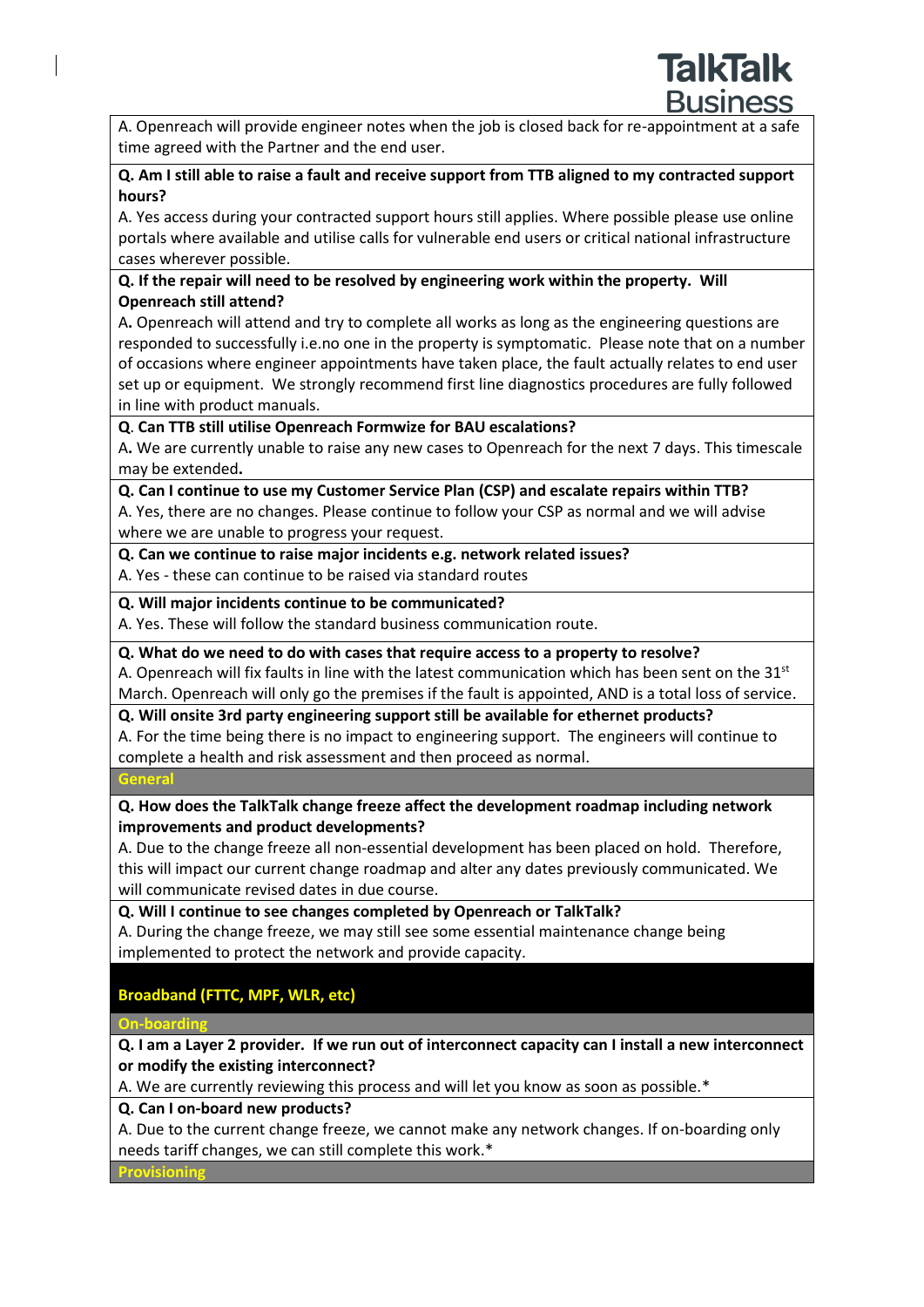A. Openreach will provide engineer notes when the job is closed back for re-appointment at a safe time agreed with the Partner and the end user.

**Q. Am I still able to raise a fault and receive support from TTB aligned to my contracted support hours?**

A. Yes access during your contracted support hours still applies. Where possible please use online portals where available and utilise calls for vulnerable end users or critical national infrastructure cases wherever possible.

**Q. If the repair will need to be resolved by engineering work within the property. Will Openreach still attend?**

A**.** Openreach will attend and try to complete all works as long as the engineering questions are responded to successfully i.e.no one in the property is symptomatic. Please note that on a number of occasions where engineer appointments have taken place, the fault actually relates to end user set up or equipment. We strongly recommend first line diagnostics procedures are fully followed in line with product manuals.

**Q**. **Can TTB still utilise Openreach Formwize for BAU escalations?**

A**.** We are currently unable to raise any new cases to Openreach for the next 7 days. This timescale may be extended**.**

**Q. Can I continue to use my Customer Service Plan (CSP) and escalate repairs within TTB?**

A. Yes, there are no changes. Please continue to follow your CSP as normal and we will advise where we are unable to progress your request.

**Q. Can we continue to raise major incidents e.g. network related issues?**

A. Yes - these can continue to be raised via standard routes

**Q. Will major incidents continue to be communicated?**

A. Yes. These will follow the standard business communication route.

**Q. What do we need to do with cases that require access to a property to resolve?**

A. Openreach will fix faults in line with the latest communication which has been sent on the 31st March. Openreach will only go the premises if the fault is appointed, AND is a total loss of service.

**Q. Will onsite 3rd party engineering support still be available for ethernet products?**

A. For the time being there is no impact to engineering support. The engineers will continue to complete a health and risk assessment and then proceed as normal.

### General

**Q. How does the TalkTalk change freeze affect the development roadmap including network improvements and product developments?**

A. Due to the change freeze all non-essential development has been placed on hold. Therefore, this will impact our current change roadmap and alter any dates previously communicated. We will communicate revised dates in due course.

**Q. Will I continue to see changes completed by Openreach or TalkTalk?**

A. During the change freeze, we may still see some essential maintenance change being implemented to protect the network and provide capacity.

## Broadband (FTTC, MPF, WLR, etc)

### On-boarding

**Q. I am a Layer 2 provider. If we run out of interconnect capacity can I install a new interconnect or modify the existing interconnect?**

A. We are currently reviewing this process and will let you know as soon as possible.*

**Q. Can I on-board new products?**

A. Due to the current change freeze, we cannot make any network changes. If on-boarding only needs tariff changes, we can still complete this work.*

### Provisioning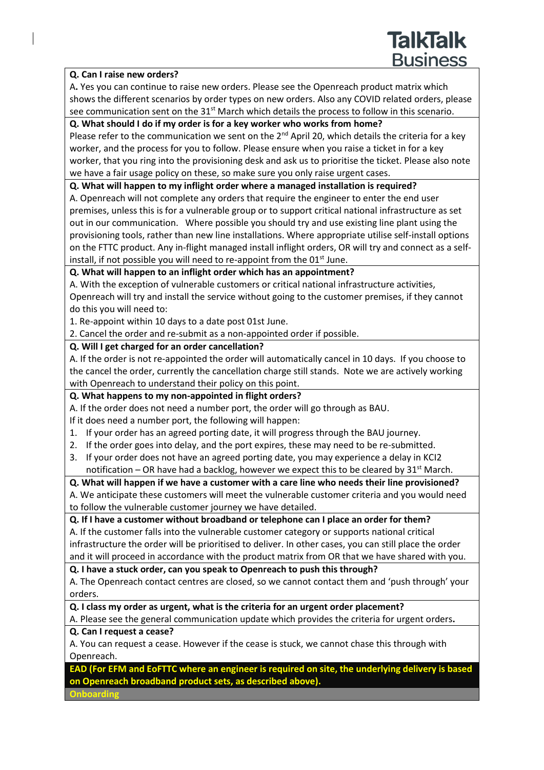**Q. Can I raise new orders?**

A**.** Yes you can continue to raise new orders. Please see the Openreach product matrix which shows the different scenarios by order types on new orders. Also any COVID related orders, please see communication sent on the 31st March which details the process to follow in this scenario.

**Q. What should I do if my order is for a key worker who works from home?**

Please refer to the communication we sent on the 2nd April 20, which details the criteria for a key worker, and the process for you to follow. Please ensure when you raise a ticket in for a key worker, that you ring into the provisioning desk and ask us to prioritise the ticket. Please also note we have a fair usage policy on these, so make sure you only raise urgent cases.

**Q. What will happen to my inflight order where a managed installation is required?**

A. Openreach will not complete any orders that require the engineer to enter the end user premises, unless this is for a vulnerable group or to support critical national infrastructure as set out in our communication. Where possible you should try and use existing line plant using the provisioning tools, rather than new line installations. Where appropriate utilise self-install options on the FTTC product. Any in-flight managed install inflight orders, OR will try and connect as a self-install, if not possible you will need to re-appoint from the 01st June.

**Q. What will happen to an inflight order which has an appointment?**

A. With the exception of vulnerable customers or critical national infrastructure activities, Openreach will try and install the service without going to the customer premises, if they cannot do this you will need to:

1. Re-appoint within 10 days to a date post 01st June.
2. Cancel the order and re-submit as a non-appointed order if possible.

**Q. Will I get charged for an order cancellation?**

A. If the order is not re-appointed the order will automatically cancel in 10 days. If you choose to the cancel the order, currently the cancellation charge still stands. Note we are actively working with Openreach to understand their policy on this point.

**Q. What happens to my non-appointed in flight orders?**

A. If the order does not need a number port, the order will go through as BAU.

If it does need a number port, the following will happen:

1. If your order has an agreed porting date, it will progress through the BAU journey.
2. If the order goes into delay, and the port expires, these may need to be re-submitted.
3. If your order does not have an agreed porting date, you may experience a delay in KCI2 notification – OR have had a backlog, however we expect this to be cleared by 31st March.

**Q. What will happen if we have a customer with a care line who needs their line provisioned?**

A. We anticipate these customers will meet the vulnerable customer criteria and you would need to follow the vulnerable customer journey we have detailed.

**Q. If I have a customer without broadband or telephone can I place an order for them?**

A. If the customer falls into the vulnerable customer category or supports national critical infrastructure the order will be prioritised to deliver. In other cases, you can still place the order and it will proceed in accordance with the product matrix from OR that we have shared with you.

**Q. I have a stuck order, can you speak to Openreach to push this through?**

A. The Openreach contact centres are closed, so we cannot contact them and 'push through' your orders.

**Q. I class my order as urgent, what is the criteria for an urgent order placement?**

A. Please see the general communication update which provides the criteria for urgent orders**.**

**Q. Can I request a cease?**

A. You can request a cease. However if the cease is stuck, we cannot chase this through with Openreach.

**EAD (For EFM and EoFTTC where an engineer is required on site, the underlying delivery is based on Openreach broadband product sets, as described above).**

**Onboarding**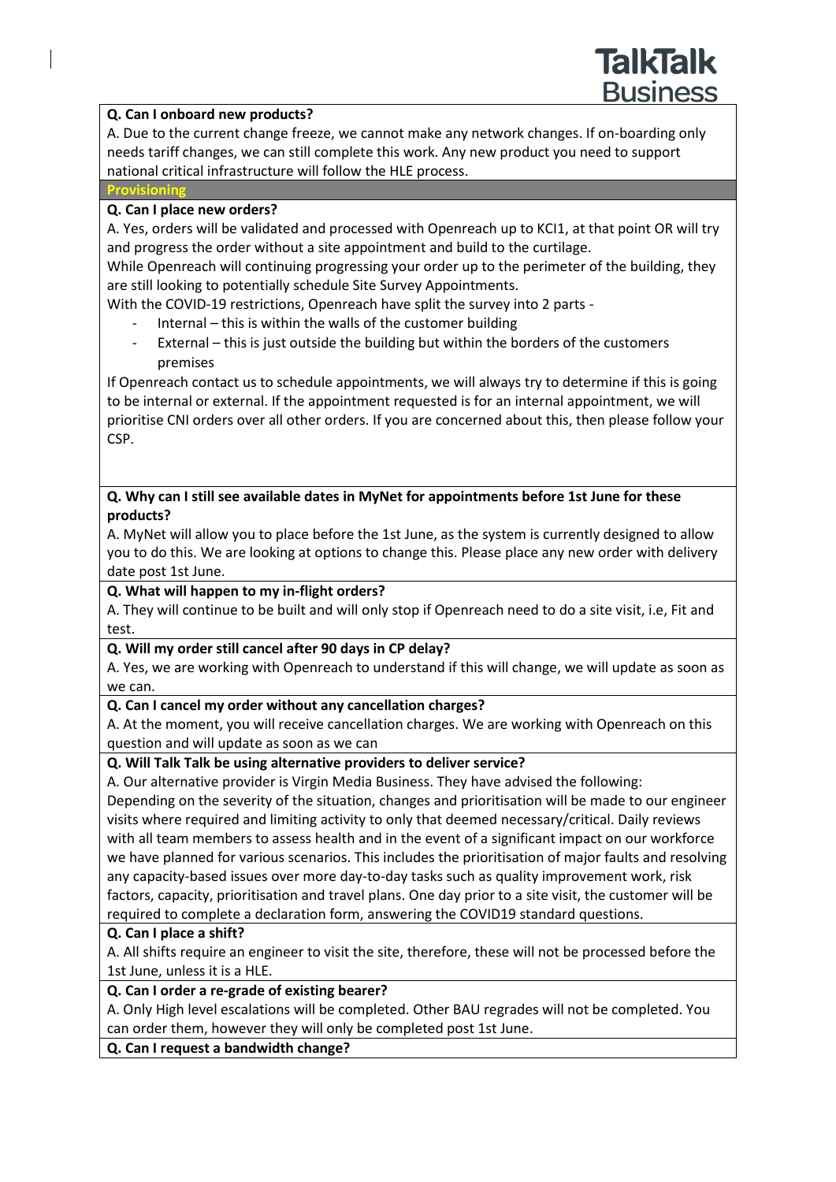**Q. Can I onboard new products?**

A. Due to the current change freeze, we cannot make any network changes. If on-boarding only needs tariff changes, we can still complete this work. Any new product you need to support national critical infrastructure will follow the HLE process.

## Provisioning

**Q. Can I place new orders?**

A. Yes, orders will be validated and processed with Openreach up to KCI1, at that point OR will try and progress the order without a site appointment and build to the curtilage.

While Openreach will continuing progressing your order up to the perimeter of the building, they are still looking to potentially schedule Site Survey Appointments.

With the COVID-19 restrictions, Openreach have split the survey into 2 parts -

- Internal – this is within the walls of the customer building
- External – this is just outside the building but within the borders of the customers premises

If Openreach contact us to schedule appointments, we will always try to determine if this is going to be internal or external. If the appointment requested is for an internal appointment, we will prioritise CNI orders over all other orders. If you are concerned about this, then please follow your CSP.

**Q. Why can I still see available dates in MyNet for appointments before 1st June for these products?**

A. MyNet will allow you to place before the 1st June, as the system is currently designed to allow you to do this. We are looking at options to change this. Please place any new order with delivery date post 1st June.

**Q. What will happen to my in-flight orders?**

A. They will continue to be built and will only stop if Openreach need to do a site visit, i.e, Fit and test.

**Q. Will my order still cancel after 90 days in CP delay?**

A. Yes, we are working with Openreach to understand if this will change, we will update as soon as we can.

**Q. Can I cancel my order without any cancellation charges?**

A. At the moment, you will receive cancellation charges. We are working with Openreach on this question and will update as soon as we can

**Q. Will Talk Talk be using alternative providers to deliver service?**

A. Our alternative provider is Virgin Media Business. They have advised the following:

Depending on the severity of the situation, changes and prioritisation will be made to our engineer visits where required and limiting activity to only that deemed necessary/critical. Daily reviews with all team members to assess health and in the event of a significant impact on our workforce we have planned for various scenarios. This includes the prioritisation of major faults and resolving any capacity-based issues over more day-to-day tasks such as quality improvement work, risk factors, capacity, prioritisation and travel plans. One day prior to a site visit, the customer will be required to complete a declaration form, answering the COVID19 standard questions.

**Q. Can I place a shift?**

A. All shifts require an engineer to visit the site, therefore, these will not be processed before the 1st June, unless it is a HLE.

**Q. Can I order a re-grade of existing bearer?**

A. Only High level escalations will be completed. Other BAU regrades will not be completed. You can order them, however they will only be completed post 1st June.

**Q. Can I request a bandwidth change?**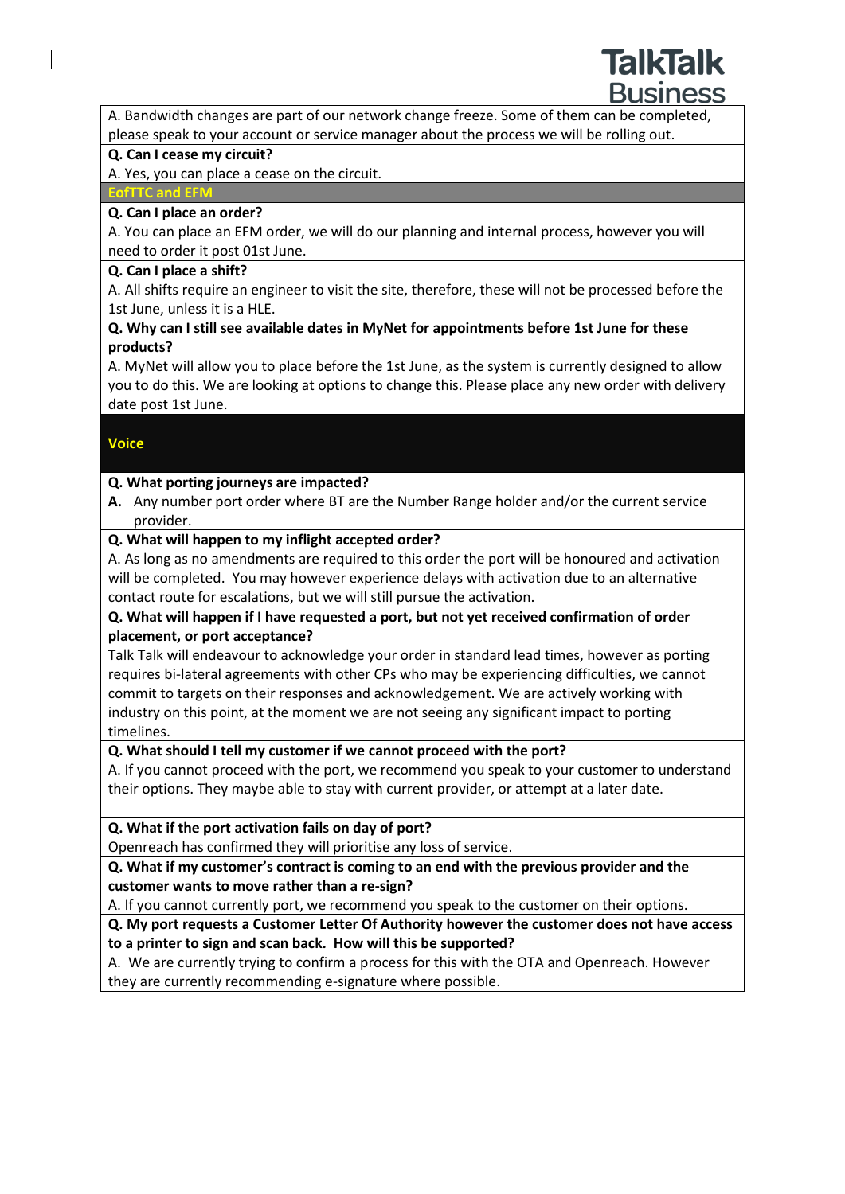A. Bandwidth changes are part of our network change freeze. Some of them can be completed, please speak to your account or service manager about the process we will be rolling out.

**Q. Can I cease my circuit?**

A. Yes, you can place a cease on the circuit.

## EofTTC and EFM

**Q. Can I place an order?**

A. You can place an EFM order, we will do our planning and internal process, however you will need to order it post 01st June.

**Q. Can I place a shift?**

A. All shifts require an engineer to visit the site, therefore, these will not be processed before the 1st June, unless it is a HLE.

**Q. Why can I still see available dates in MyNet for appointments before 1st June for these products?**

A. MyNet will allow you to place before the 1st June, as the system is currently designed to allow you to do this. We are looking at options to change this. Please place any new order with delivery date post 1st June.

## Voice

**Q. What porting journeys are impacted?**

**A.** Any number port order where BT are the Number Range holder and/or the current service provider.

**Q. What will happen to my inflight accepted order?**

A. As long as no amendments are required to this order the port will be honoured and activation will be completed. You may however experience delays with activation due to an alternative contact route for escalations, but we will still pursue the activation.

**Q. What will happen if I have requested a port, but not yet received confirmation of order placement, or port acceptance?**

Talk Talk will endeavour to acknowledge your order in standard lead times, however as porting requires bi-lateral agreements with other CPs who may be experiencing difficulties, we cannot commit to targets on their responses and acknowledgement. We are actively working with industry on this point, at the moment we are not seeing any significant impact to porting timelines.

**Q. What should I tell my customer if we cannot proceed with the port?**

A. If you cannot proceed with the port, we recommend you speak to your customer to understand their options. They maybe able to stay with current provider, or attempt at a later date.

**Q. What if the port activation fails on day of port?**

Openreach has confirmed they will prioritise any loss of service.

**Q. What if my customer's contract is coming to an end with the previous provider and the customer wants to move rather than a re-sign?**

A. If you cannot currently port, we recommend you speak to the customer on their options.

**Q. My port requests a Customer Letter Of Authority however the customer does not have access to a printer to sign and scan back. How will this be supported?**

A. We are currently trying to confirm a process for this with the OTA and Openreach. However they are currently recommending e-signature where possible.